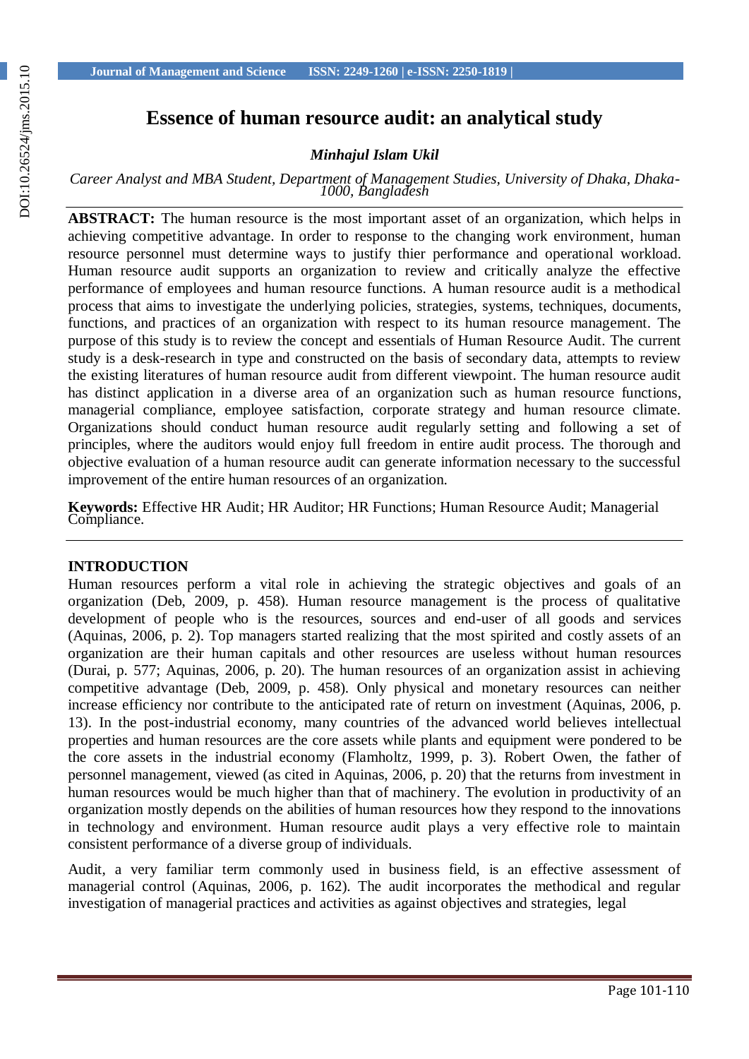# Essence of human resource audit: an analytical study

***Minhajul Islam Ukil***

*Career Analyst and MBA Student, Department of Management Studies, University of Dhaka, Dhaka-1000, Bangladesh*

**ABSTRACT:** The human resource is the most important asset of an organization, which helps in achieving competitive advantage. In order to response to the changing work environment, human resource personnel must determine ways to justify thier performance and operational workload. Human resource audit supports an organization to review and critically analyze the effective performance of employees and human resource functions. A human resource audit is a methodical process that aims to investigate the underlying policies, strategies, systems, techniques, documents, functions, and practices of an organization with respect to its human resource management. The purpose of this study is to review the concept and essentials of Human Resource Audit. The current study is a desk-research in type and constructed on the basis of secondary data, attempts to review the existing literatures of human resource audit from different viewpoint. The human resource audit has distinct application in a diverse area of an organization such as human resource functions, managerial compliance, employee satisfaction, corporate strategy and human resource climate. Organizations should conduct human resource audit regularly setting and following a set of principles, where the auditors would enjoy full freedom in entire audit process. The thorough and objective evaluation of a human resource audit can generate information necessary to the successful improvement of the entire human resources of an organization.

**Keywords:** Effective HR Audit; HR Auditor; HR Functions; Human Resource Audit; Managerial Compliance.

## INTRODUCTION

Human resources perform a vital role in achieving the strategic objectives and goals of an organization (Deb, 2009, p. 458). Human resource management is the process of qualitative development of people who is the resources, sources and end-user of all goods and services (Aquinas, 2006, p. 2). Top managers started realizing that the most spirited and costly assets of an organization are their human capitals and other resources are useless without human resources (Durai, p. 577; Aquinas, 2006, p. 20). The human resources of an organization assist in achieving competitive advantage (Deb, 2009, p. 458). Only physical and monetary resources can neither increase efficiency nor contribute to the anticipated rate of return on investment (Aquinas, 2006, p. 13). In the post-industrial economy, many countries of the advanced world believes intellectual properties and human resources are the core assets while plants and equipment were pondered to be the core assets in the industrial economy (Flamholtz, 1999, p. 3). Robert Owen, the father of personnel management, viewed (as cited in Aquinas, 2006, p. 20) that the returns from investment in human resources would be much higher than that of machinery. The evolution in productivity of an organization mostly depends on the abilities of human resources how they respond to the innovations in technology and environment. Human resource audit plays a very effective role to maintain consistent performance of a diverse group of individuals.

Audit, a very familiar term commonly used in business field, is an effective assessment of managerial control (Aquinas, 2006, p. 162). The audit incorporates the methodical and regular investigation of managerial practices and activities as against objectives and strategies, legal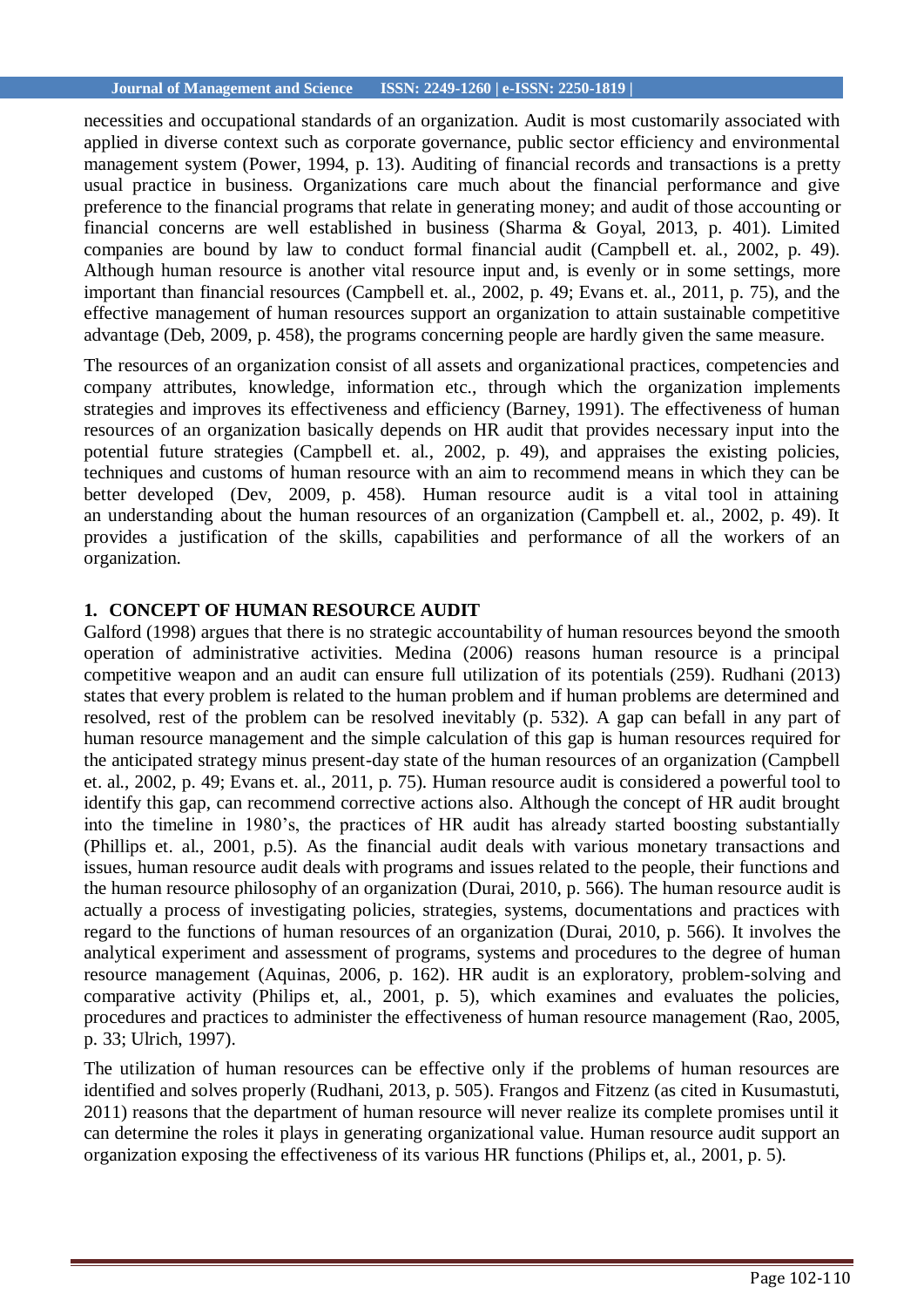necessities and occupational standards of an organization. Audit is most customarily associated with applied in diverse context such as corporate governance, public sector efficiency and environmental management system (Power, 1994, p. 13). Auditing of financial records and transactions is a pretty usual practice in business. Organizations care much about the financial performance and give preference to the financial programs that relate in generating money; and audit of those accounting or financial concerns are well established in business (Sharma & Goyal, 2013, p. 401). Limited companies are bound by law to conduct formal financial audit (Campbell et. al., 2002, p. 49). Although human resource is another vital resource input and, is evenly or in some settings, more important than financial resources (Campbell et. al., 2002, p. 49; Evans et. al., 2011, p. 75), and the effective management of human resources support an organization to attain sustainable competitive advantage (Deb, 2009, p. 458), the programs concerning people are hardly given the same measure.

The resources of an organization consist of all assets and organizational practices, competencies and company attributes, knowledge, information etc., through which the organization implements strategies and improves its effectiveness and efficiency (Barney, 1991). The effectiveness of human resources of an organization basically depends on HR audit that provides necessary input into the potential future strategies (Campbell et. al., 2002, p. 49), and appraises the existing policies, techniques and customs of human resource with an aim to recommend means in which they can be better developed (Dev, 2009, p. 458). Human resource audit is a vital tool in attaining an understanding about the human resources of an organization (Campbell et. al., 2002, p. 49). It provides a justification of the skills, capabilities and performance of all the workers of an organization.

## 1. CONCEPT OF HUMAN RESOURCE AUDIT

Galford (1998) argues that there is no strategic accountability of human resources beyond the smooth operation of administrative activities. Medina (2006) reasons human resource is a principal competitive weapon and an audit can ensure full utilization of its potentials (259). Rudhani (2013) states that every problem is related to the human problem and if human problems are determined and resolved, rest of the problem can be resolved inevitably (p. 532). A gap can befall in any part of human resource management and the simple calculation of this gap is human resources required for the anticipated strategy minus present-day state of the human resources of an organization (Campbell et. al., 2002, p. 49; Evans et. al., 2011, p. 75). Human resource audit is considered a powerful tool to identify this gap, can recommend corrective actions also. Although the concept of HR audit brought into the timeline in 1980's, the practices of HR audit has already started boosting substantially (Phillips et. al., 2001, p.5). As the financial audit deals with various monetary transactions and issues, human resource audit deals with programs and issues related to the people, their functions and the human resource philosophy of an organization (Durai, 2010, p. 566). The human resource audit is actually a process of investigating policies, strategies, systems, documentations and practices with regard to the functions of human resources of an organization (Durai, 2010, p. 566). It involves the analytical experiment and assessment of programs, systems and procedures to the degree of human resource management (Aquinas, 2006, p. 162). HR audit is an exploratory, problem-solving and comparative activity (Philips et, al., 2001, p. 5), which examines and evaluates the policies, procedures and practices to administer the effectiveness of human resource management (Rao, 2005, p. 33; Ulrich, 1997).

The utilization of human resources can be effective only if the problems of human resources are identified and solves properly (Rudhani, 2013, p. 505). Frangos and Fitzenz (as cited in Kusumastuti, 2011) reasons that the department of human resource will never realize its complete promises until it can determine the roles it plays in generating organizational value. Human resource audit support an organization exposing the effectiveness of its various HR functions (Philips et, al., 2001, p. 5).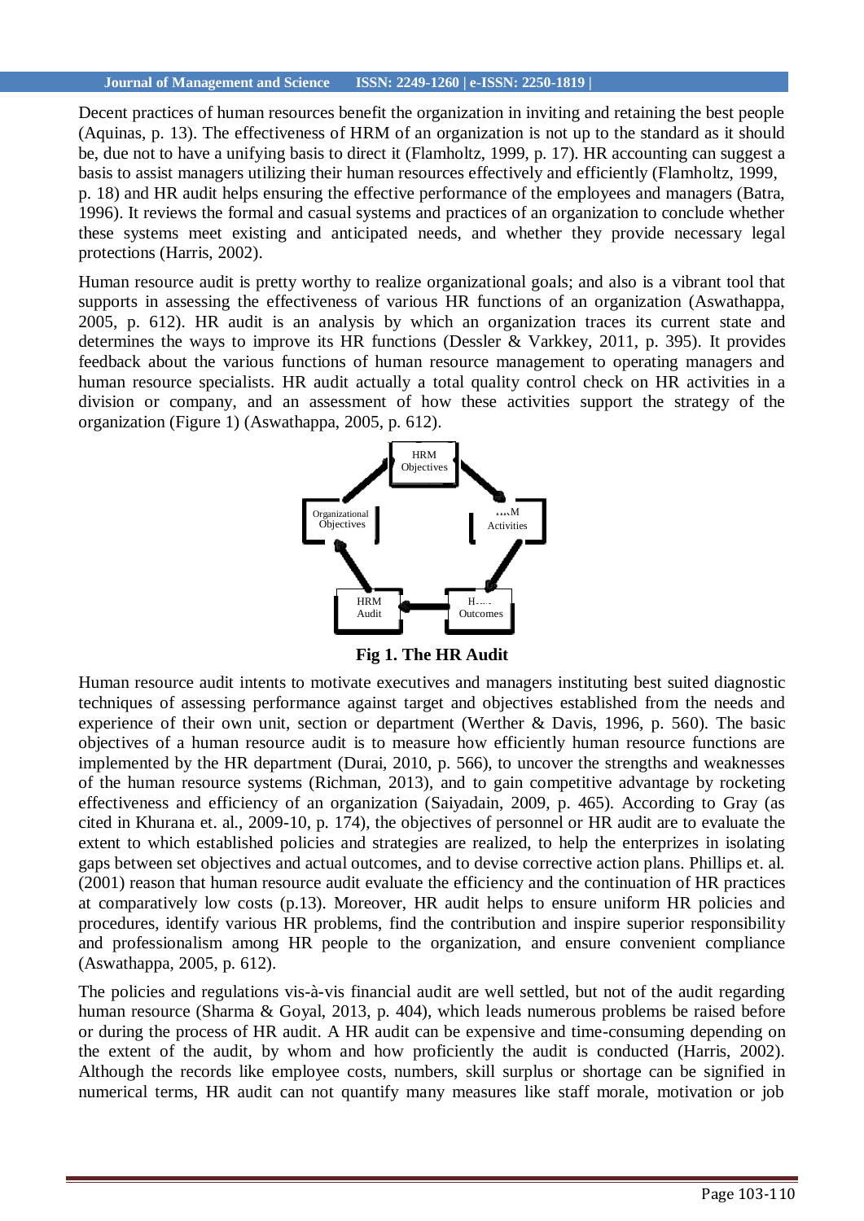Decent practices of human resources benefit the organization in inviting and retaining the best people (Aquinas, p. 13). The effectiveness of HRM of an organization is not up to the standard as it should be, due not to have a unifying basis to direct it (Flamholtz, 1999, p. 17). HR accounting can suggest a basis to assist managers utilizing their human resources effectively and efficiently (Flamholtz, 1999, p. 18) and HR audit helps ensuring the effective performance of the employees and managers (Batra, 1996). It reviews the formal and casual systems and practices of an organization to conclude whether these systems meet existing and anticipated needs, and whether they provide necessary legal protections (Harris, 2002).

Human resource audit is pretty worthy to realize organizational goals; and also is a vibrant tool that supports in assessing the effectiveness of various HR functions of an organization (Aswathappa, 2005, p. 612). HR audit is an analysis by which an organization traces its current state and determines the ways to improve its HR functions (Dessler & Varkkey, 2011, p. 395). It provides feedback about the various functions of human resource management to operating managers and human resource specialists. HR audit actually a total quality control check on HR activities in a division or company, and an assessment of how these activities support the strategy of the organization (Figure 1) (Aswathappa, 2005, p. 612).

HRM Objectives → HRM Activities → HRM Outcomes → HRM Audit → Organizational Objectives → HRM Objectives

**Fig 1. The HR Audit**

Human resource audit intents to motivate executives and managers instituting best suited diagnostic techniques of assessing performance against target and objectives established from the needs and experience of their own unit, section or department (Werther & Davis, 1996, p. 560). The basic objectives of a human resource audit is to measure how efficiently human resource functions are implemented by the HR department (Durai, 2010, p. 566), to uncover the strengths and weaknesses of the human resource systems (Richman, 2013), and to gain competitive advantage by rocketing effectiveness and efficiency of an organization (Saiyadain, 2009, p. 465). According to Gray (as cited in Khurana et. al., 2009-10, p. 174), the objectives of personnel or HR audit are to evaluate the extent to which established policies and strategies are realized, to help the enterprizes in isolating gaps between set objectives and actual outcomes, and to devise corrective action plans. Phillips et. al. (2001) reason that human resource audit evaluate the efficiency and the continuation of HR practices at comparatively low costs (p.13). Moreover, HR audit helps to ensure uniform HR policies and procedures, identify various HR problems, find the contribution and inspire superior responsibility and professionalism among HR people to the organization, and ensure convenient compliance (Aswathappa, 2005, p. 612).

The policies and regulations vis-à-vis financial audit are well settled, but not of the audit regarding human resource (Sharma & Goyal, 2013, p. 404), which leads numerous problems be raised before or during the process of HR audit. A HR audit can be expensive and time-consuming depending on the extent of the audit, by whom and how proficiently the audit is conducted (Harris, 2002). Although the records like employee costs, numbers, skill surplus or shortage can be signified in numerical terms, HR audit can not quantify many measures like staff morale, motivation or job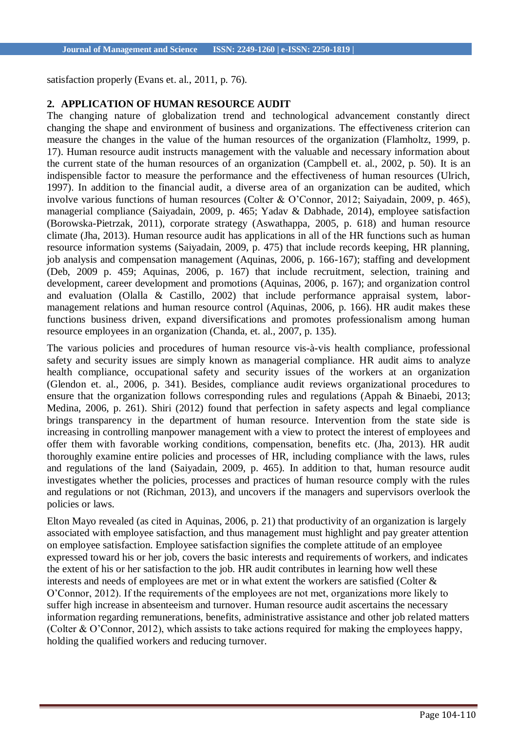satisfaction properly (Evans et. al., 2011, p. 76).

## 2. APPLICATION OF HUMAN RESOURCE AUDIT

The changing nature of globalization trend and technological advancement constantly direct changing the shape and environment of business and organizations. The effectiveness criterion can measure the changes in the value of the human resources of the organization (Flamholtz, 1999, p. 17). Human resource audit instructs management with the valuable and necessary information about the current state of the human resources of an organization (Campbell et. al., 2002, p. 50). It is an indispensible factor to measure the performance and the effectiveness of human resources (Ulrich, 1997). In addition to the financial audit, a diverse area of an organization can be audited, which involve various functions of human resources (Colter & O'Connor, 2012; Saiyadain, 2009, p. 465), managerial compliance (Saiyadain, 2009, p. 465; Yadav & Dabhade, 2014), employee satisfaction (Borowska-Pietrzak, 2011), corporate strategy (Aswathappa, 2005, p. 618) and human resource climate (Jha, 2013). Human resource audit has applications in all of the HR functions such as human resource information systems (Saiyadain, 2009, p. 475) that include records keeping, HR planning, job analysis and compensation management (Aquinas, 2006, p. 166-167); staffing and development (Deb, 2009 p. 459; Aquinas, 2006, p. 167) that include recruitment, selection, training and development, career development and promotions (Aquinas, 2006, p. 167); and organization control and evaluation (Olalla & Castillo, 2002) that include performance appraisal system, labor-management relations and human resource control (Aquinas, 2006, p. 166). HR audit makes these functions business driven, expand diversifications and promotes professionalism among human resource employees in an organization (Chanda, et. al., 2007, p. 135).

The various policies and procedures of human resource vis-à-vis health compliance, professional safety and security issues are simply known as managerial compliance. HR audit aims to analyze health compliance, occupational safety and security issues of the workers at an organization (Glendon et. al., 2006, p. 341). Besides, compliance audit reviews organizational procedures to ensure that the organization follows corresponding rules and regulations (Appah & Binaebi, 2013; Medina, 2006, p. 261). Shiri (2012) found that perfection in safety aspects and legal compliance brings transparency in the department of human resource. Intervention from the state side is increasing in controlling manpower management with a view to protect the interest of employees and offer them with favorable working conditions, compensation, benefits etc. (Jha, 2013). HR audit thoroughly examine entire policies and processes of HR, including compliance with the laws, rules and regulations of the land (Saiyadain, 2009, p. 465). In addition to that, human resource audit investigates whether the policies, processes and practices of human resource comply with the rules and regulations or not (Richman, 2013), and uncovers if the managers and supervisors overlook the policies or laws.

Elton Mayo revealed (as cited in Aquinas, 2006, p. 21) that productivity of an organization is largely associated with employee satisfaction, and thus management must highlight and pay greater attention on employee satisfaction. Employee satisfaction signifies the complete attitude of an employee expressed toward his or her job, covers the basic interests and requirements of workers, and indicates the extent of his or her satisfaction to the job. HR audit contributes in learning how well these interests and needs of employees are met or in what extent the workers are satisfied (Colter & O'Connor, 2012). If the requirements of the employees are not met, organizations more likely to suffer high increase in absenteeism and turnover. Human resource audit ascertains the necessary information regarding remunerations, benefits, administrative assistance and other job related matters (Colter & O'Connor, 2012), which assists to take actions required for making the employees happy, holding the qualified workers and reducing turnover.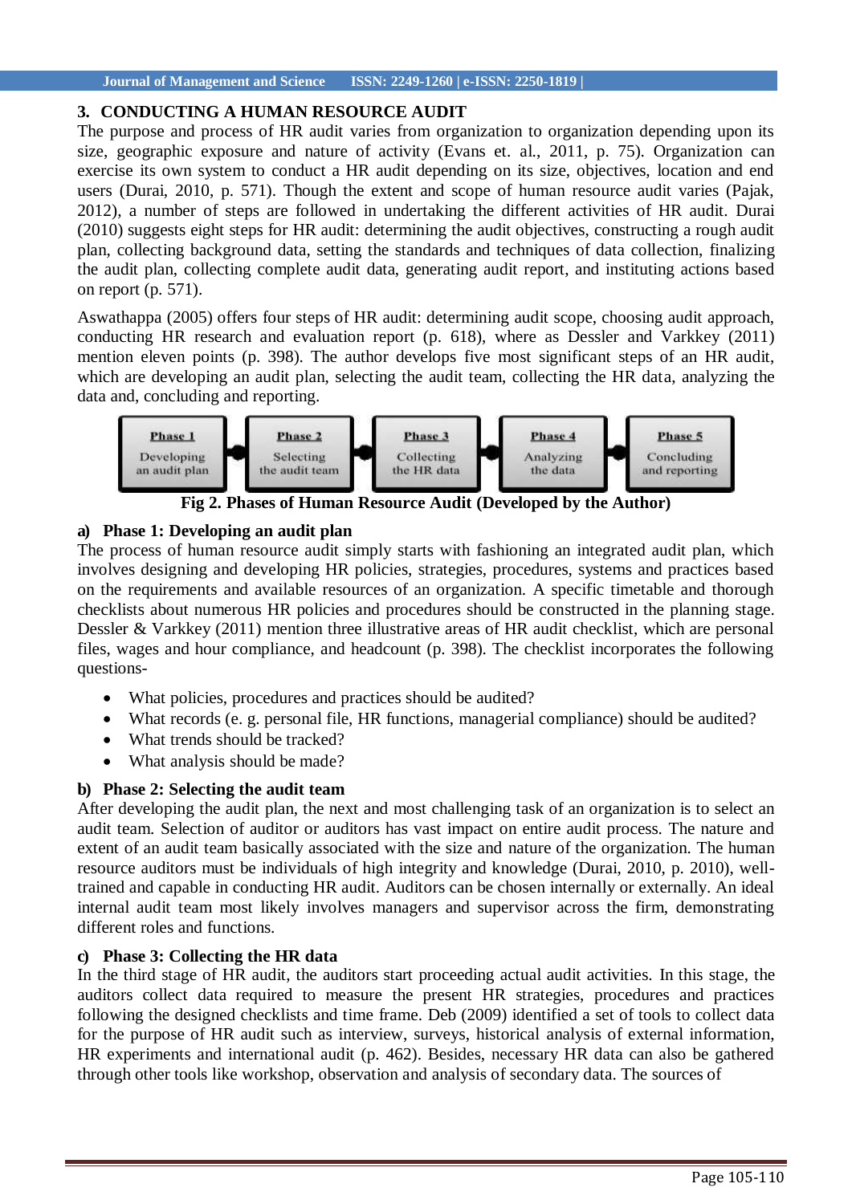## 3. CONDUCTING A HUMAN RESOURCE AUDIT

The purpose and process of HR audit varies from organization to organization depending upon its size, geographic exposure and nature of activity (Evans et. al., 2011, p. 75). Organization can exercise its own system to conduct a HR audit depending on its size, objectives, location and end users (Durai, 2010, p. 571). Though the extent and scope of human resource audit varies (Pajak, 2012), a number of steps are followed in undertaking the different activities of HR audit. Durai (2010) suggests eight steps for HR audit: determining the audit objectives, constructing a rough audit plan, collecting background data, setting the standards and techniques of data collection, finalizing the audit plan, collecting complete audit data, generating audit report, and instituting actions based on report (p. 571).

Aswathappa (2005) offers four steps of HR audit: determining audit scope, choosing audit approach, conducting HR research and evaluation report (p. 618), where as Dessler and Varkkey (2011) mention eleven points (p. 398). The author develops five most significant steps of an HR audit, which are developing an audit plan, selecting the audit team, collecting the HR data, analyzing the data and, concluding and reporting.

| Phase 1 | Phase 2 | Phase 3 | Phase 4 | Phase 5 |
|---|---|---|---|---|
| Developing an audit plan | Selecting the audit team | Collecting the HR data | Analyzing the data | Concluding and reporting |

**Fig 2. Phases of Human Resource Audit (Developed by the Author)**

### a) Phase 1: Developing an audit plan

The process of human resource audit simply starts with fashioning an integrated audit plan, which involves designing and developing HR policies, strategies, procedures, systems and practices based on the requirements and available resources of an organization. A specific timetable and thorough checklists about numerous HR policies and procedures should be constructed in the planning stage. Dessler & Varkkey (2011) mention three illustrative areas of HR audit checklist, which are personal files, wages and hour compliance, and headcount (p. 398). The checklist incorporates the following questions-

- What policies, procedures and practices should be audited?
- What records (e. g. personal file, HR functions, managerial compliance) should be audited?
- What trends should be tracked?
- What analysis should be made?

### b) Phase 2: Selecting the audit team

After developing the audit plan, the next and most challenging task of an organization is to select an audit team. Selection of auditor or auditors has vast impact on entire audit process. The nature and extent of an audit team basically associated with the size and nature of the organization. The human resource auditors must be individuals of high integrity and knowledge (Durai, 2010, p. 2010), well-trained and capable in conducting HR audit. Auditors can be chosen internally or externally. An ideal internal audit team most likely involves managers and supervisor across the firm, demonstrating different roles and functions.

### c) Phase 3: Collecting the HR data

In the third stage of HR audit, the auditors start proceeding actual audit activities. In this stage, the auditors collect data required to measure the present HR strategies, procedures and practices following the designed checklists and time frame. Deb (2009) identified a set of tools to collect data for the purpose of HR audit such as interview, surveys, historical analysis of external information, HR experiments and international audit (p. 462). Besides, necessary HR data can also be gathered through other tools like workshop, observation and analysis of secondary data. The sources of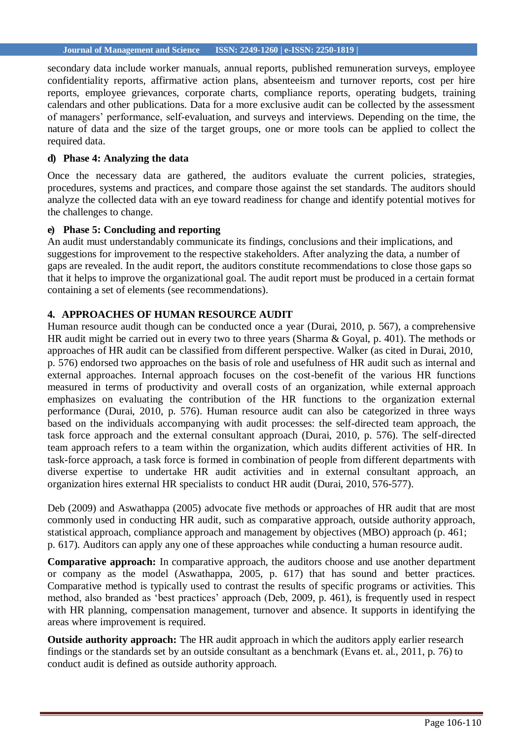secondary data include worker manuals, annual reports, published remuneration surveys, employee confidentiality reports, affirmative action plans, absenteeism and turnover reports, cost per hire reports, employee grievances, corporate charts, compliance reports, operating budgets, training calendars and other publications. Data for a more exclusive audit can be collected by the assessment of managers' performance, self-evaluation, and surveys and interviews. Depending on the time, the nature of data and the size of the target groups, one or more tools can be applied to collect the required data.

### d) Phase 4: Analyzing the data

Once the necessary data are gathered, the auditors evaluate the current policies, strategies, procedures, systems and practices, and compare those against the set standards. The auditors should analyze the collected data with an eye toward readiness for change and identify potential motives for the challenges to change.

### e) Phase 5: Concluding and reporting

An audit must understandably communicate its findings, conclusions and their implications, and suggestions for improvement to the respective stakeholders. After analyzing the data, a number of gaps are revealed. In the audit report, the auditors constitute recommendations to close those gaps so that it helps to improve the organizational goal. The audit report must be produced in a certain format containing a set of elements (see recommendations).

## 4. APPROACHES OF HUMAN RESOURCE AUDIT

Human resource audit though can be conducted once a year (Durai, 2010, p. 567), a comprehensive HR audit might be carried out in every two to three years (Sharma & Goyal, p. 401). The methods or approaches of HR audit can be classified from different perspective. Walker (as cited in Durai, 2010, p. 576) endorsed two approaches on the basis of role and usefulness of HR audit such as internal and external approaches. Internal approach focuses on the cost-benefit of the various HR functions measured in terms of productivity and overall costs of an organization, while external approach emphasizes on evaluating the contribution of the HR functions to the organization external performance (Durai, 2010, p. 576). Human resource audit can also be categorized in three ways based on the individuals accompanying with audit processes: the self-directed team approach, the task force approach and the external consultant approach (Durai, 2010, p. 576). The self-directed team approach refers to a team within the organization, which audits different activities of HR. In task-force approach, a task force is formed in combination of people from different departments with diverse expertise to undertake HR audit activities and in external consultant approach, an organization hires external HR specialists to conduct HR audit (Durai, 2010, 576-577).

Deb (2009) and Aswathappa (2005) advocate five methods or approaches of HR audit that are most commonly used in conducting HR audit, such as comparative approach, outside authority approach, statistical approach, compliance approach and management by objectives (MBO) approach (p. 461; p. 617). Auditors can apply any one of these approaches while conducting a human resource audit.

**Comparative approach:** In comparative approach, the auditors choose and use another department or company as the model (Aswathappa, 2005, p. 617) that has sound and better practices. Comparative method is typically used to contrast the results of specific programs or activities. This method, also branded as 'best practices' approach (Deb, 2009, p. 461), is frequently used in respect with HR planning, compensation management, turnover and absence. It supports in identifying the areas where improvement is required.

**Outside authority approach:** The HR audit approach in which the auditors apply earlier research findings or the standards set by an outside consultant as a benchmark (Evans et. al., 2011, p. 76) to conduct audit is defined as outside authority approach.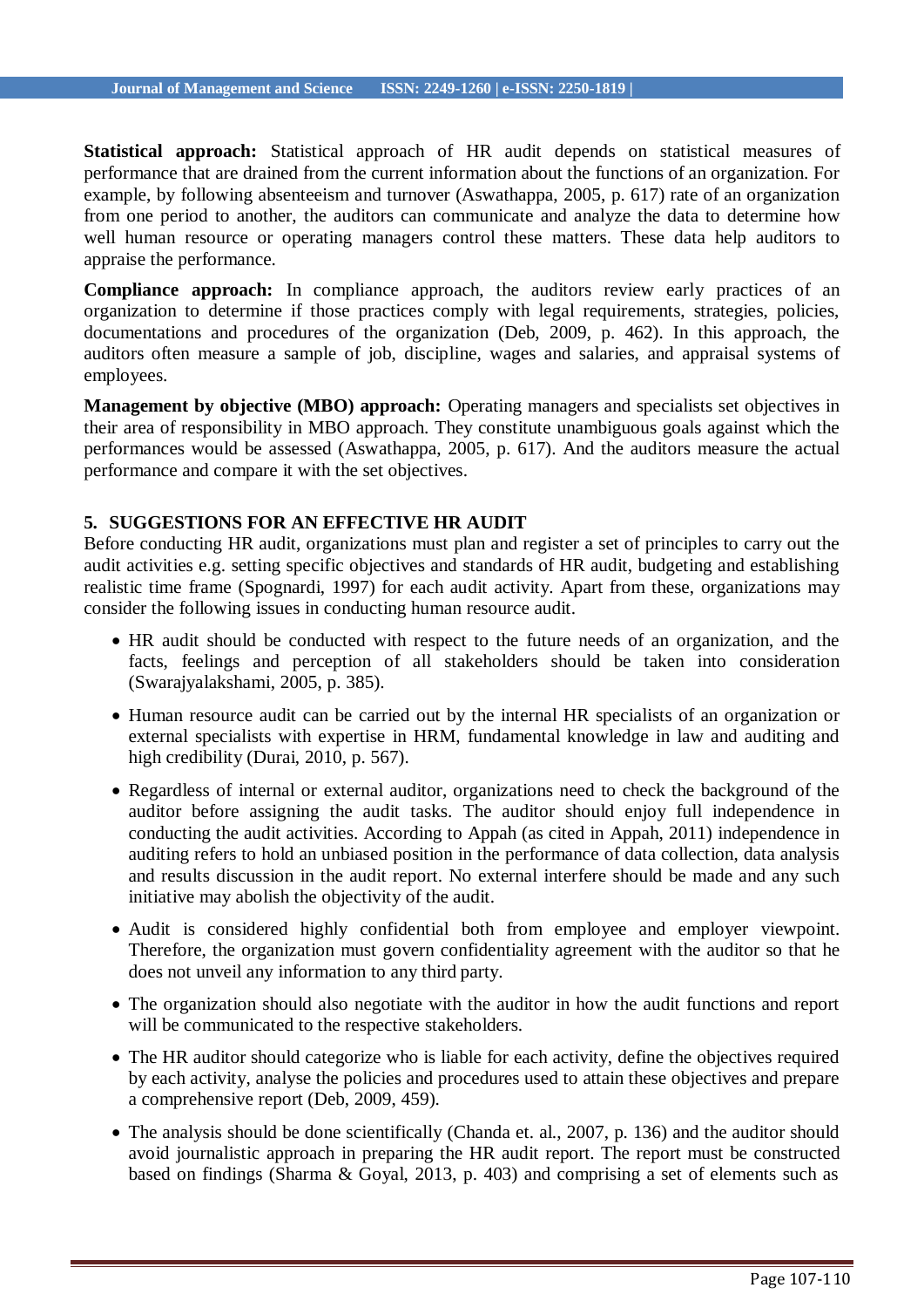**Statistical approach:** Statistical approach of HR audit depends on statistical measures of performance that are drained from the current information about the functions of an organization. For example, by following absenteeism and turnover (Aswathappa, 2005, p. 617) rate of an organization from one period to another, the auditors can communicate and analyze the data to determine how well human resource or operating managers control these matters. These data help auditors to appraise the performance.

**Compliance approach:** In compliance approach, the auditors review early practices of an organization to determine if those practices comply with legal requirements, strategies, policies, documentations and procedures of the organization (Deb, 2009, p. 462). In this approach, the auditors often measure a sample of job, discipline, wages and salaries, and appraisal systems of employees.

**Management by objective (MBO) approach:** Operating managers and specialists set objectives in their area of responsibility in MBO approach. They constitute unambiguous goals against which the performances would be assessed (Aswathappa, 2005, p. 617). And the auditors measure the actual performance and compare it with the set objectives.

## 5. SUGGESTIONS FOR AN EFFECTIVE HR AUDIT

Before conducting HR audit, organizations must plan and register a set of principles to carry out the audit activities e.g. setting specific objectives and standards of HR audit, budgeting and establishing realistic time frame (Spognardi, 1997) for each audit activity. Apart from these, organizations may consider the following issues in conducting human resource audit.

- HR audit should be conducted with respect to the future needs of an organization, and the facts, feelings and perception of all stakeholders should be taken into consideration (Swarajyalakshami, 2005, p. 385).
- Human resource audit can be carried out by the internal HR specialists of an organization or external specialists with expertise in HRM, fundamental knowledge in law and auditing and high credibility (Durai, 2010, p. 567).
- Regardless of internal or external auditor, organizations need to check the background of the auditor before assigning the audit tasks. The auditor should enjoy full independence in conducting the audit activities. According to Appah (as cited in Appah, 2011) independence in auditing refers to hold an unbiased position in the performance of data collection, data analysis and results discussion in the audit report. No external interfere should be made and any such initiative may abolish the objectivity of the audit.
- Audit is considered highly confidential both from employee and employer viewpoint. Therefore, the organization must govern confidentiality agreement with the auditor so that he does not unveil any information to any third party.
- The organization should also negotiate with the auditor in how the audit functions and report will be communicated to the respective stakeholders.
- The HR auditor should categorize who is liable for each activity, define the objectives required by each activity, analyse the policies and procedures used to attain these objectives and prepare a comprehensive report (Deb, 2009, 459).
- The analysis should be done scientifically (Chanda et. al., 2007, p. 136) and the auditor should avoid journalistic approach in preparing the HR audit report. The report must be constructed based on findings (Sharma & Goyal, 2013, p. 403) and comprising a set of elements such as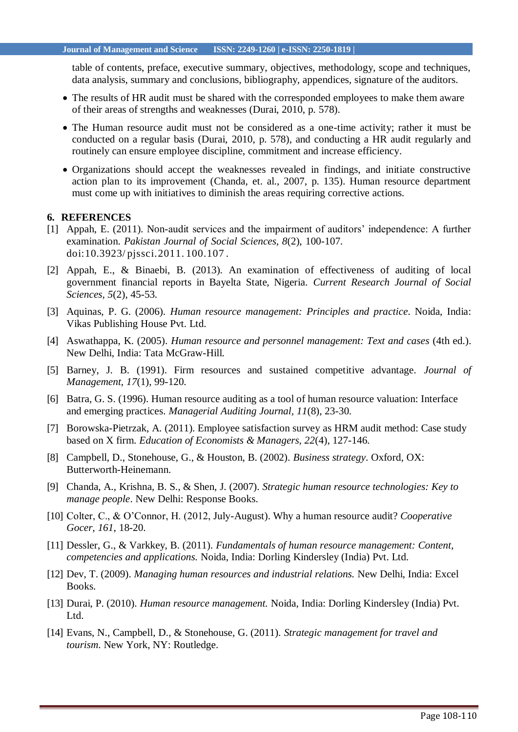table of contents, preface, executive summary, objectives, methodology, scope and techniques, data analysis, summary and conclusions, bibliography, appendices, signature of the auditors.

- The results of HR audit must be shared with the corresponded employees to make them aware of their areas of strengths and weaknesses (Durai, 2010, p. 578).
- The Human resource audit must not be considered as a one-time activity; rather it must be conducted on a regular basis (Durai, 2010, p. 578), and conducting a HR audit regularly and routinely can ensure employee discipline, commitment and increase efficiency.
- Organizations should accept the weaknesses revealed in findings, and initiate constructive action plan to its improvement (Chanda, et. al., 2007, p. 135). Human resource department must come up with initiatives to diminish the areas requiring corrective actions.

## 6. REFERENCES

[1] Appah, E. (2011). Non-audit services and the impairment of auditors' independence: A further examination. *Pakistan Journal of Social Sciences, 8*(2), 100-107. doi:10.3923/pjssci.2011.100.107.

[2] Appah, E., & Binaebi, B. (2013). An examination of effectiveness of auditing of local government financial reports in Bayelta State, Nigeria. *Current Research Journal of Social Sciences, 5*(2), 45-53.

[3] Aquinas, P. G. (2006). *Human resource management: Principles and practice*. Noida, India: Vikas Publishing House Pvt. Ltd.

[4] Aswathappa, K. (2005). *Human resource and personnel management: Text and cases* (4th ed.). New Delhi, India: Tata McGraw-Hill.

[5] Barney, J. B. (1991). Firm resources and sustained competitive advantage. *Journal of Management, 17*(1), 99-120.

[6] Batra, G. S. (1996). Human resource auditing as a tool of human resource valuation: Interface and emerging practices. *Managerial Auditing Journal, 11*(8), 23-30.

[7] Borowska-Pietrzak, A. (2011). Employee satisfaction survey as HRM audit method: Case study based on X firm. *Education of Economists & Managers, 22*(4), 127-146.

[8] Campbell, D., Stonehouse, G., & Houston, B. (2002). *Business strategy*. Oxford, OX: Butterworth-Heinemann.

[9] Chanda, A., Krishna, B. S., & Shen, J. (2007). *Strategic human resource technologies: Key to manage people*. New Delhi: Response Books.

[10] Colter, C., & O'Connor, H. (2012, July-August). Why a human resource audit? *Cooperative Gocer, 161*, 18-20.

[11] Dessler, G., & Varkkey, B. (2011). *Fundamentals of human resource management: Content, competencies and applications.* Noida, India: Dorling Kindersley (India) Pvt. Ltd.

[12] Dev, T. (2009). *Managing human resources and industrial relations.* New Delhi, India: Excel Books.

[13] Durai, P. (2010). *Human resource management.* Noida, India: Dorling Kindersley (India) Pvt. Ltd.

[14] Evans, N., Campbell, D., & Stonehouse, G. (2011). *Strategic management for travel and tourism.* New York, NY: Routledge.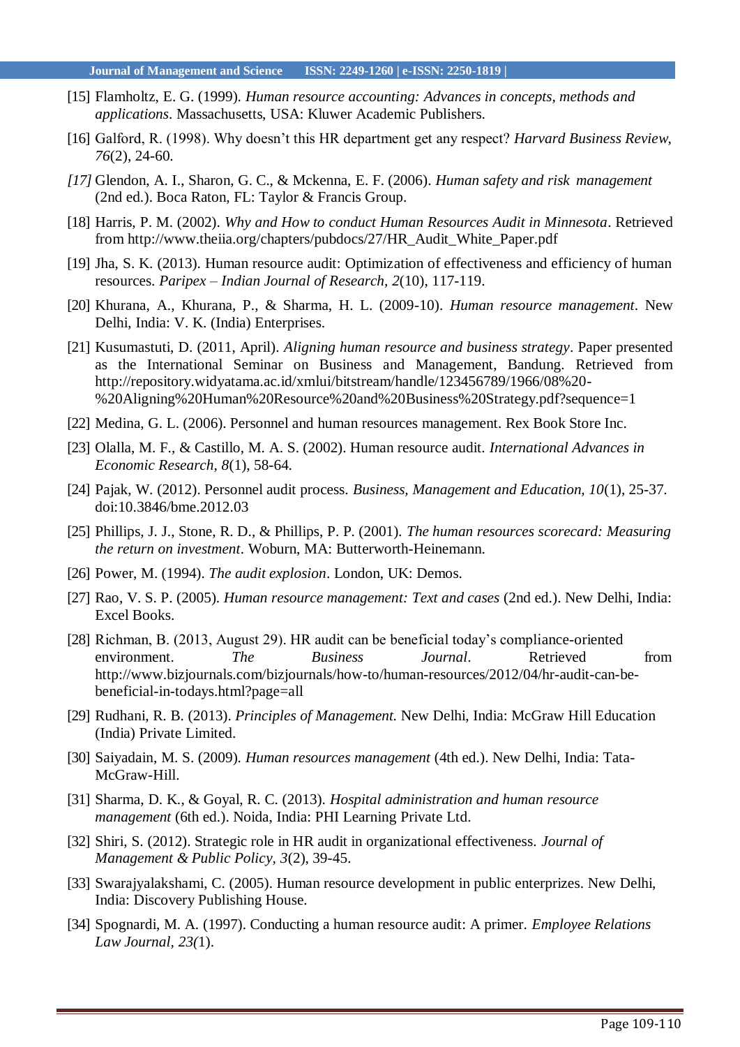[15] Flamholtz, E. G. (1999). *Human resource accounting: Advances in concepts, methods and applications*. Massachusetts, USA: Kluwer Academic Publishers.

[16] Galford, R. (1998). Why doesn't this HR department get any respect? *Harvard Business Review, 76*(2), 24-60.

*[17]* Glendon, A. I., Sharon, G. C., & Mckenna, E. F. (2006). *Human safety and risk management* (2nd ed.). Boca Raton, FL: Taylor & Francis Group.

[18] Harris, P. M. (2002). *Why and How to conduct Human Resources Audit in Minnesota*. Retrieved from http://www.theiia.org/chapters/pubdocs/27/HR_Audit_White_Paper.pdf

[19] Jha, S. K. (2013). Human resource audit: Optimization of effectiveness and efficiency of human resources. *Paripex – Indian Journal of Research, 2*(10), 117-119.

[20] Khurana, A., Khurana, P., & Sharma, H. L. (2009-10). *Human resource management*. New Delhi, India: V. K. (India) Enterprises.

[21] Kusumastuti, D. (2011, April). *Aligning human resource and business strategy*. Paper presented as the International Seminar on Business and Management, Bandung. Retrieved from http://repository.widyatama.ac.id/xmlui/bitstream/handle/123456789/1966/08%20-%20Aligning%20Human%20Resource%20and%20Business%20Strategy.pdf?sequence=1

[22] Medina, G. L. (2006). Personnel and human resources management. Rex Book Store Inc.

[23] Olalla, M. F., & Castillo, M. A. S. (2002). Human resource audit. *International Advances in Economic Research, 8*(1), 58-64.

[24] Pajak, W. (2012). Personnel audit process. *Business, Management and Education, 10*(1), 25-37. doi:10.3846/bme.2012.03

[25] Phillips, J. J., Stone, R. D., & Phillips, P. P. (2001). *The human resources scorecard: Measuring the return on investment*. Woburn, MA: Butterworth-Heinemann.

[26] Power, M. (1994). *The audit explosion*. London, UK: Demos.

[27] Rao, V. S. P. (2005). *Human resource management: Text and cases* (2nd ed.). New Delhi, India: Excel Books.

[28] Richman, B. (2013, August 29). HR audit can be beneficial today's compliance-oriented environment. *The Business Journal*. Retrieved from http://www.bizjournals.com/bizjournals/how-to/human-resources/2012/04/hr-audit-can-be-beneficial-in-todays.html?page=all

[29] Rudhani, R. B. (2013). *Principles of Management.* New Delhi, India: McGraw Hill Education (India) Private Limited.

[30] Saiyadain, M. S. (2009). *Human resources management* (4th ed.). New Delhi, India: Tata-McGraw-Hill.

[31] Sharma, D. K., & Goyal, R. C. (2013). *Hospital administration and human resource management* (6th ed.). Noida, India: PHI Learning Private Ltd.

[32] Shiri, S. (2012). Strategic role in HR audit in organizational effectiveness. *Journal of Management & Public Policy, 3*(2), 39-45.

[33] Swarajyalakshami, C. (2005). Human resource development in public enterprizes. New Delhi, India: Discovery Publishing House.

[34] Spognardi, M. A. (1997). Conducting a human resource audit: A primer. *Employee Relations Law Journal, 23(*1).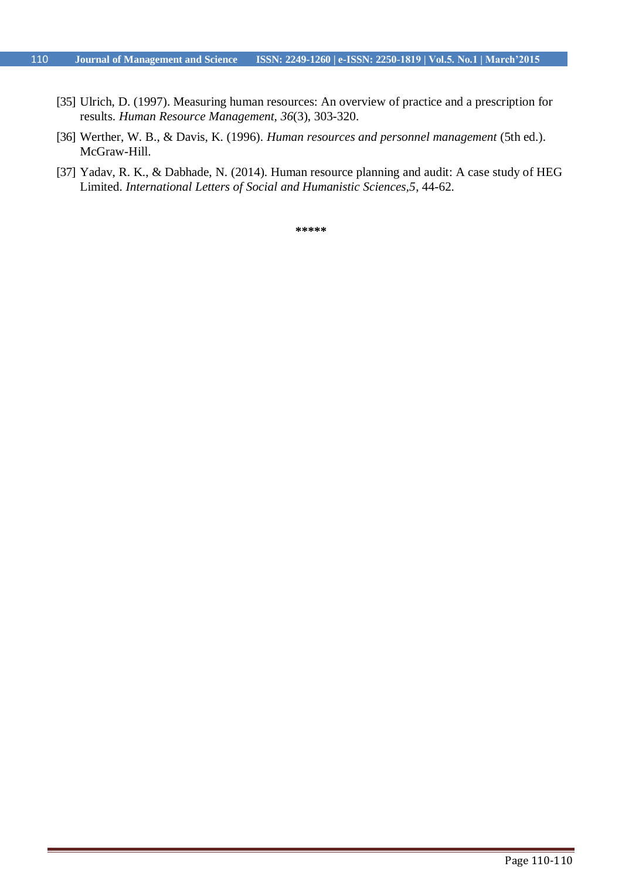[35] Ulrich, D. (1997). Measuring human resources: An overview of practice and a prescription for results. *Human Resource Management, 36*(3), 303-320.

[36] Werther, W. B., & Davis, K. (1996). *Human resources and personnel management* (5th ed.). McGraw-Hill.

[37] Yadav, R. K., & Dabhade, N. (2014). Human resource planning and audit: A case study of HEG Limited. *International Letters of Social and Humanistic Sciences,5*, 44-62.

*****